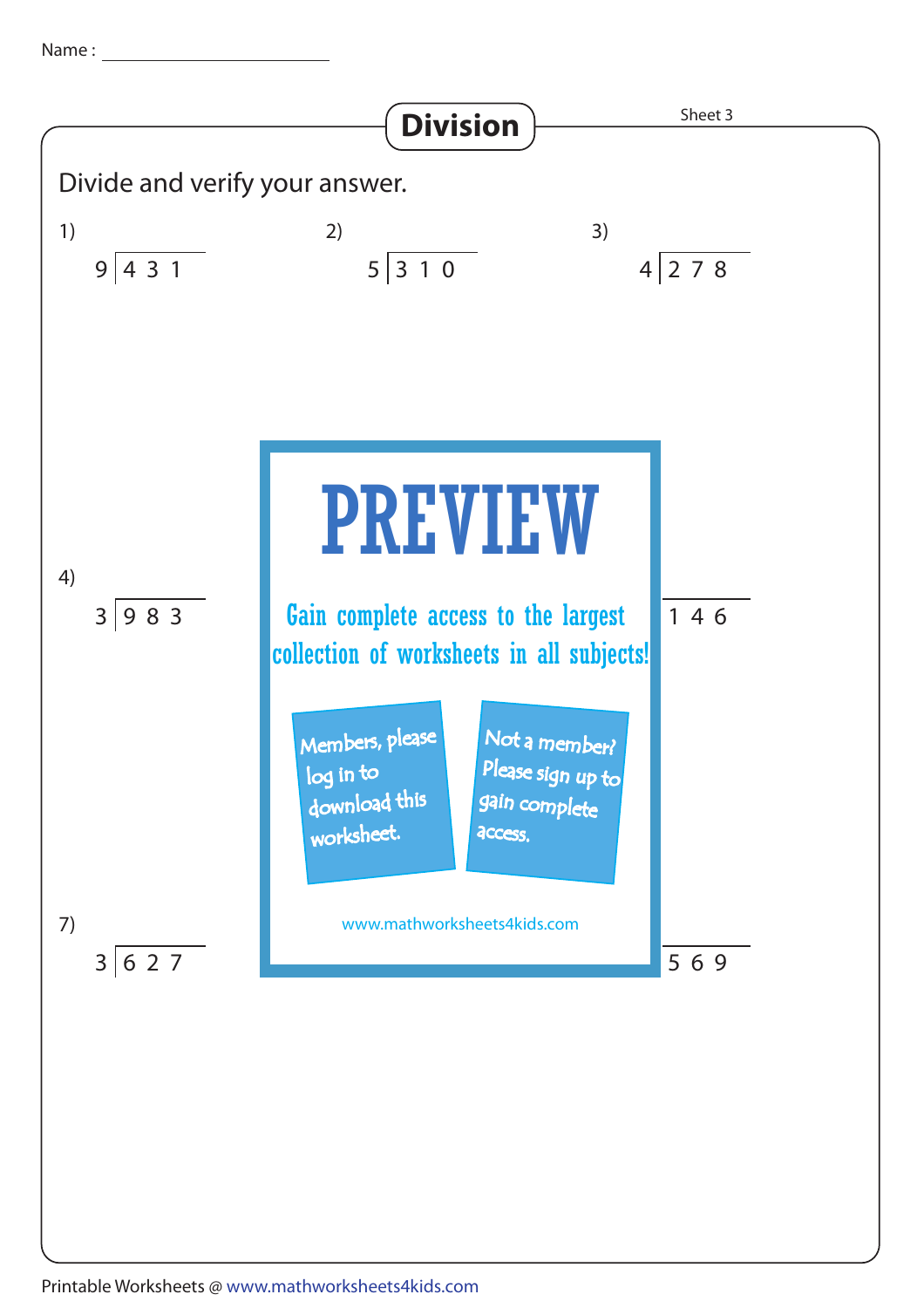Name : ______________________

# Division

Sheet 3

Divide and verify your answer.

1) $9 \overline{)431}$

2) $5 \overline{)310}$

3) $4 \overline{)278}$

4) $3 \overline{)983}$

$\overline{)146}$

7) $3 \overline{)627}$

$\overline{)569}$

PREVIEW

Gain complete access to the largest collection of worksheets in all subjects!

Members, please log in to download this worksheet.

Not a member? Please sign up to gain complete access.

www.mathworksheets4kids.com

Printable Worksheets @ www.mathworksheets4kids.com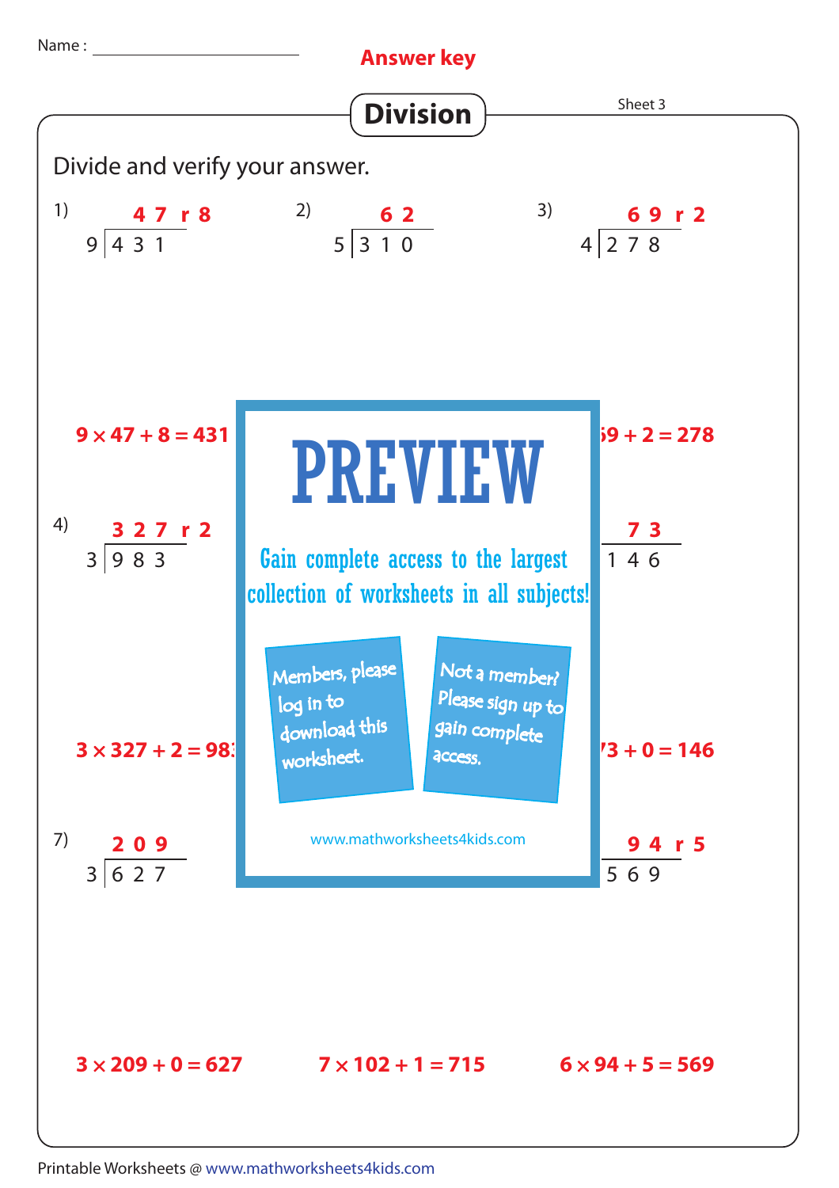Name : ____________________

**Answer key**

# Division

Sheet 3

Divide and verify your answer.

1) $431 \div 9$ = **47 r 8**

2) $310 \div 5$ = **62**

3) $278 \div 4$ = **69 r 2**

$9 \times 47 + 8 = 431$

9 + 2 = 278

# PREVIEW

Gain complete access to the largest collection of worksheets in all subjects!

Members, please log in to download this worksheet.

Not a member? Please sign up to gain complete access.

www.mathworksheets4kids.com

4) $983 \div 3$ = **327 r 2**

**73**

1 4 6

$3 \times 327 + 2 = 98$

3 + 0 = 146

7) $627 \div 3$ = **209**

**94 r 5**

5 6 9

$3 \times 209 + 0 = 627$

$7 \times 102 + 1 = 715$

$6 \times 94 + 5 = 569$

Printable Worksheets @ www.mathworksheets4kids.com